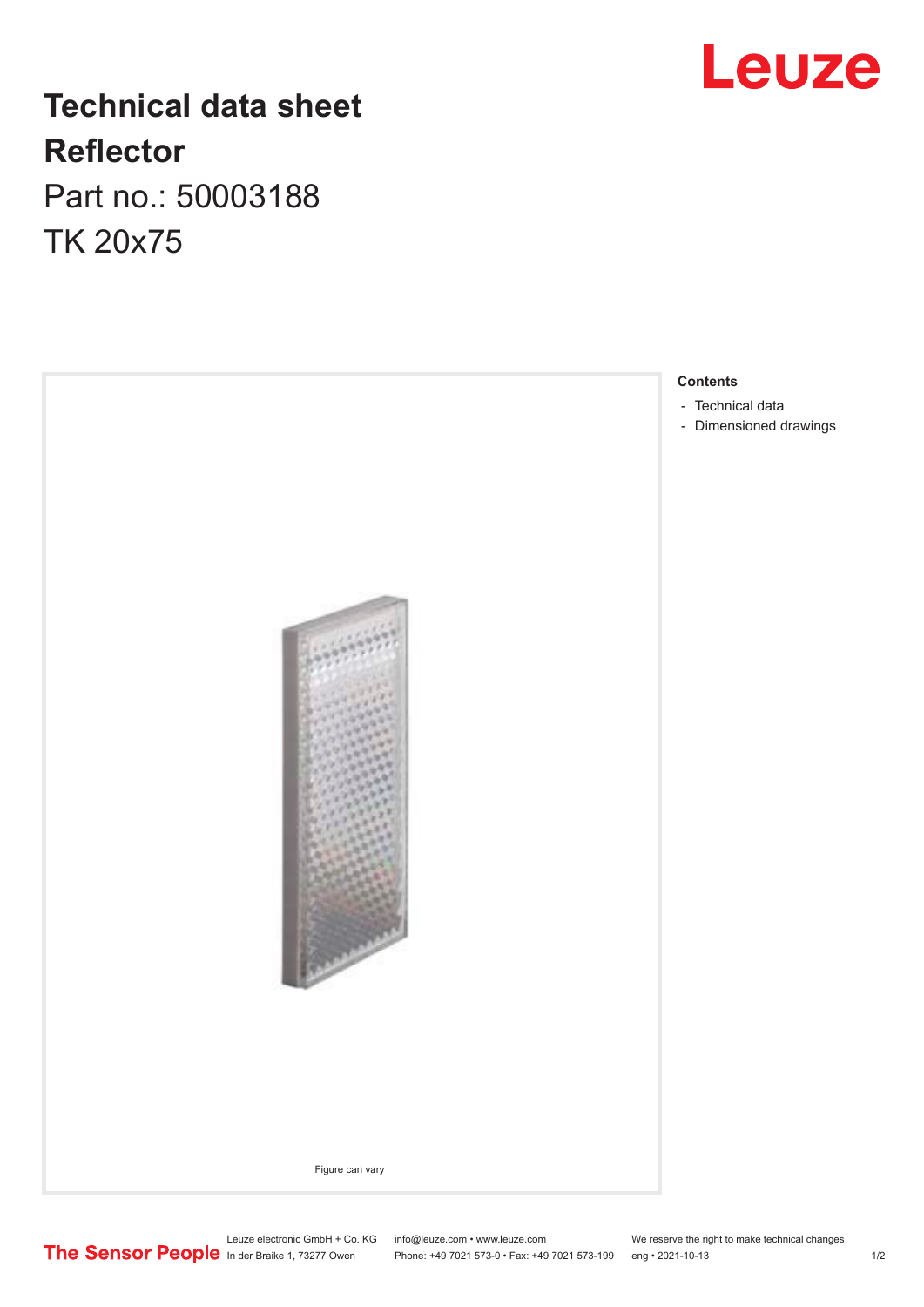# Technical data sheet

# Reflector

Part no.: 50003188

TK 20x75

Figure can vary

**Contents**

- Technical data
- Dimensioned drawings

Leuze electronic GmbH + Co. KG
In der Braike 1, 73277 Owen

info@leuze.com • www.leuze.com
Phone: +49 7021 573-0 • Fax: +49 7021 573-199

We reserve the right to make technical changes
eng • 2021-10-13

The Sensor People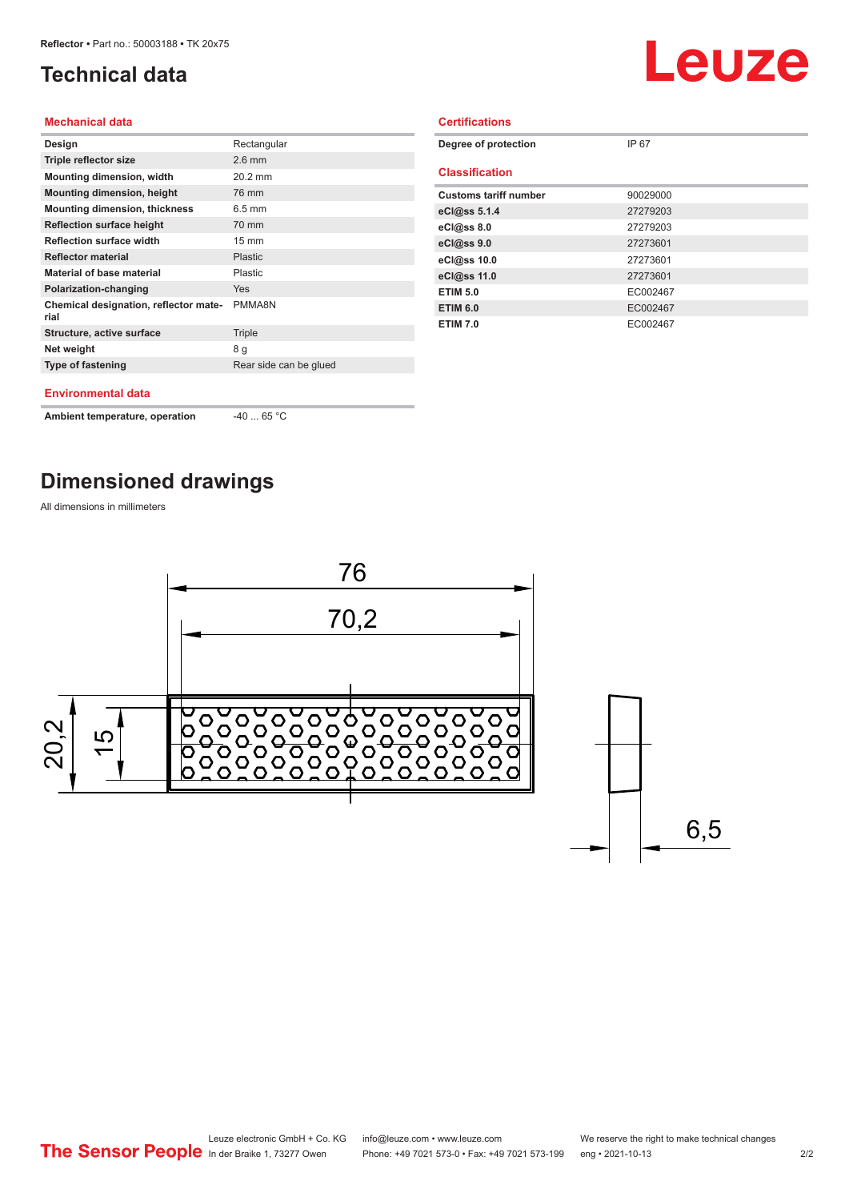# Technical data

## Mechanical data

| | |
|---|---|
| **Design** | Rectangular |
| **Triple reflector size** | 2.6 mm |
| **Mounting dimension, width** | 20.2 mm |
| **Mounting dimension, height** | 76 mm |
| **Mounting dimension, thickness** | 6.5 mm |
| **Reflection surface height** | 70 mm |
| **Reflection surface width** | 15 mm |
| **Reflector material** | Plastic |
| **Material of base material** | Plastic |
| **Polarization-changing** | Yes |
| **Chemical designation, reflector material** | PMMA8N |
| **Structure, active surface** | Triple |
| **Net weight** | 8 g |
| **Type of fastening** | Rear side can be glued |

## Environmental data

| | |
|---|---|
| **Ambient temperature, operation** | -40 ... 65 °C |

## Certifications

| | |
|---|---|
| **Degree of protection** | IP 67 |

## Classification

| | |
|---|---|
| **Customs tariff number** | 90029000 |
| **eCl@ss 5.1.4** | 27279203 |
| **eCl@ss 8.0** | 27279203 |
| **eCl@ss 9.0** | 27273601 |
| **eCl@ss 10.0** | 27273601 |
| **eCl@ss 11.0** | 27273601 |
| **ETIM 5.0** | EC002467 |
| **ETIM 6.0** | EC002467 |
| **ETIM 7.0** | EC002467 |

# Dimensioned drawings

All dimensions in millimeters

76

70,2

20,2

15

6,5